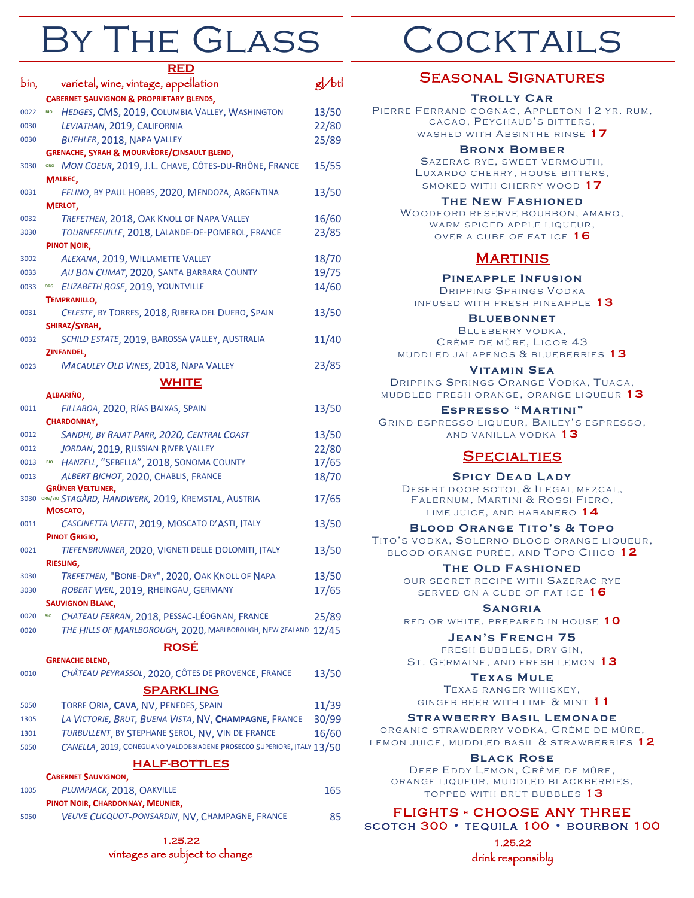# By The Glass

## RED

| bin, | varietal, wine, vintage, appellation | gl/btl |
|---|---|---|
| | **Cabernet Sauvignon & Proprietary Blends,** | |
| 0022 | BIO *Hedges*, CMS, 2019, Columbia Valley, Washington | 13/50 |
| 0030 | *Leviathan*, 2019, California | 22/80 |
| 0030 | *Buehler*, 2018, Napa Valley | 25/89 |
| | **Grenache, Syrah & Mourvèdre/Cinsault Blend,** | |
| 3030 | ORG *Mon Coeur*, 2019, J.L. Chave, Côtes-du-Rhône, France | 15/55 |
| | **Malbec,** | |
| 0031 | *Felino*, by Paul Hobbs, 2020, Mendoza, Argentina | 13/50 |
| | **Merlot,** | |
| 0032 | *Trefethen*, 2018, Oak Knoll of Napa Valley | 16/60 |
| 3030 | *Tournefeuille*, 2018, Lalande-de-Pomerol, France | 23/85 |
| | **Pinot Noir,** | |
| 3002 | *Alexana*, 2019, Willamette Valley | 18/70 |
| 0033 | *Au Bon Climat*, 2020, Santa Barbara County | 19/75 |
| 0033 | ORG *Elizabeth Rose*, 2019, Yountville | 14/60 |
| | **Tempranillo,** | |
| 0031 | *Celeste*, by Torres, 2018, Ribera del Duero, Spain | 13/50 |
| | **Shiraz/Syrah,** | |
| 0032 | *Schild Estate*, 2019, Barossa Valley, Australia | 11/40 |
| | **Zinfandel,** | |
| 0023 | *Macauley Old Vines*, 2018, Napa Valley | 23/85 |

## WHITE

| bin, | varietal, wine, vintage, appellation | gl/btl |
|---|---|---|
| | **Albariño,** | |
| 0011 | *Fillaboa*, 2020, Rías Baixas, Spain | 13/50 |
| | **Chardonnay,** | |
| 0012 | *Sandhi, by Rajat Parr, 2020, Central Coast* | 13/50 |
| 0012 | *Jordan*, 2019, Russian River Valley | 22/80 |
| 0013 | BIO *Hanzell*, "Sebella", 2018, Sonoma County | 17/65 |
| 0013 | *Albert Bichot*, 2020, Chablis, France | 18/70 |
| | **Grüner Veltliner,** | |
| 3030 | ORG/BIO *Stagård, Handwerk*, 2019, Kremstal, Austria | 17/65 |
| | **Moscato,** | |
| 0011 | *Cascinetta Vietti*, 2019, Moscato d'Asti, Italy | 13/50 |
| | **Pinot Grigio,** | |
| 0021 | *Tiefenbrunner*, 2020, Vigneti delle Dolomiti, Italy | 13/50 |
| | **Riesling,** | |
| 3030 | *Trefethen*, "Bone-Dry", 2020, Oak Knoll of Napa | 13/50 |
| 3030 | *Robert Weil*, 2019, Rheingau, Germany | 17/65 |
| | **Sauvignon Blanc,** | |
| 0020 | BIO *Chateau Ferran*, 2018, Pessac-Léognan, France | 25/89 |
| 0020 | *The Hills of Marlborough,* 2020, Marlborough, New Zealand | 12/45 |

## ROSÉ

| bin, | varietal, wine, vintage, appellation | gl/btl |
|---|---|---|
| | **Grenache blend,** | |
| 0010 | *Château Peyrassol*, 2020, Côtes de Provence, France | 13/50 |

## SPARKLING

| bin, | varietal, wine, vintage, appellation | gl/btl |
|---|---|---|
| 5050 | Torre Oria, **Cava**, NV, Penedes, Spain | 11/39 |
| 1305 | *La Victorie, Brut, Buena Vista*, NV, **Champagne**, France | 30/99 |
| 1301 | *Turbullent*, by Stephane Serol, NV, Vin de France | 16/60 |
| 5050 | *Canella*, 2019, Conegliano Valdobbiadene **Prosecco** Superiore, Italy | 13/50 |

## HALF-BOTTLES

| bin, | varietal, wine, vintage, appellation | btl |
|---|---|---|
| | **Cabernet Sauvignon,** | |
| 1005 | *Plumpjack*, 2018, Oakville | 165 |
| | **Pinot Noir, Chardonnay, Meunier,** | |
| 5050 | *Veuve Clicquot-Ponsardin*, NV, Champagne, France | 85 |

1.25.22

vintages are subject to change

# Cocktails

## Seasonal Signatures

**Trolly Car**
Pierre Ferrand cognac, Appleton 12 yr. rum, cacao, Peychaud's bitters, washed with Absinthe rinse **17**

**Bronx Bomber**
Sazerac rye, sweet vermouth, Luxardo cherry, house bitters, smoked with cherry wood **17**

**The New Fashioned**
Woodford reserve bourbon, amaro, warm spiced apple liqueur, over a cube of fat ice **16**

## Martinis

**Pineapple Infusion**
Dripping Springs Vodka infused with fresh pineapple **13**

**Bluebonnet**
Blueberry vodka, Crème de mûre, Licor 43 muddled jalapeños & blueberries **13**

**Vitamin Sea**
Dripping Springs Orange Vodka, Tuaca, muddled fresh orange, orange liqueur **13**

**Espresso "Martini"**
Grind espresso liqueur, Bailey's espresso, and vanilla vodka **13**

## Specialties

**Spicy Dead Lady**
Desert door sotol & Ilegal mezcal, Falernum, Martini & Rossi Fiero, lime juice, and habanero **14**

**Blood Orange Tito's & Topo**
Tito's vodka, Solerno blood orange liqueur, blood orange purée, and Topo Chico **12**

**The Old Fashioned**
our secret recipe with Sazerac rye served on a cube of fat ice **16**

**Sangria**
red or white. prepared in house **10**

**Jean's French 75**
fresh bubbles, dry gin, St. Germaine, and fresh lemon **13**

**Texas Mule**
Texas ranger whiskey, ginger beer with lime & mint **11**

**Strawberry Basil Lemonade**
organic strawberry vodka, Crème de mûre, lemon juice, muddled basil & strawberries **12**

**Black Rose**
Deep Eddy Lemon, Crème de mûre, orange liqueur, muddled blackberries, topped with brut bubbles **13**

## FLIGHTS - CHOOSE ANY THREE

scotch 300 • tequila 100 • bourbon 100

1.25.22

drink responsibly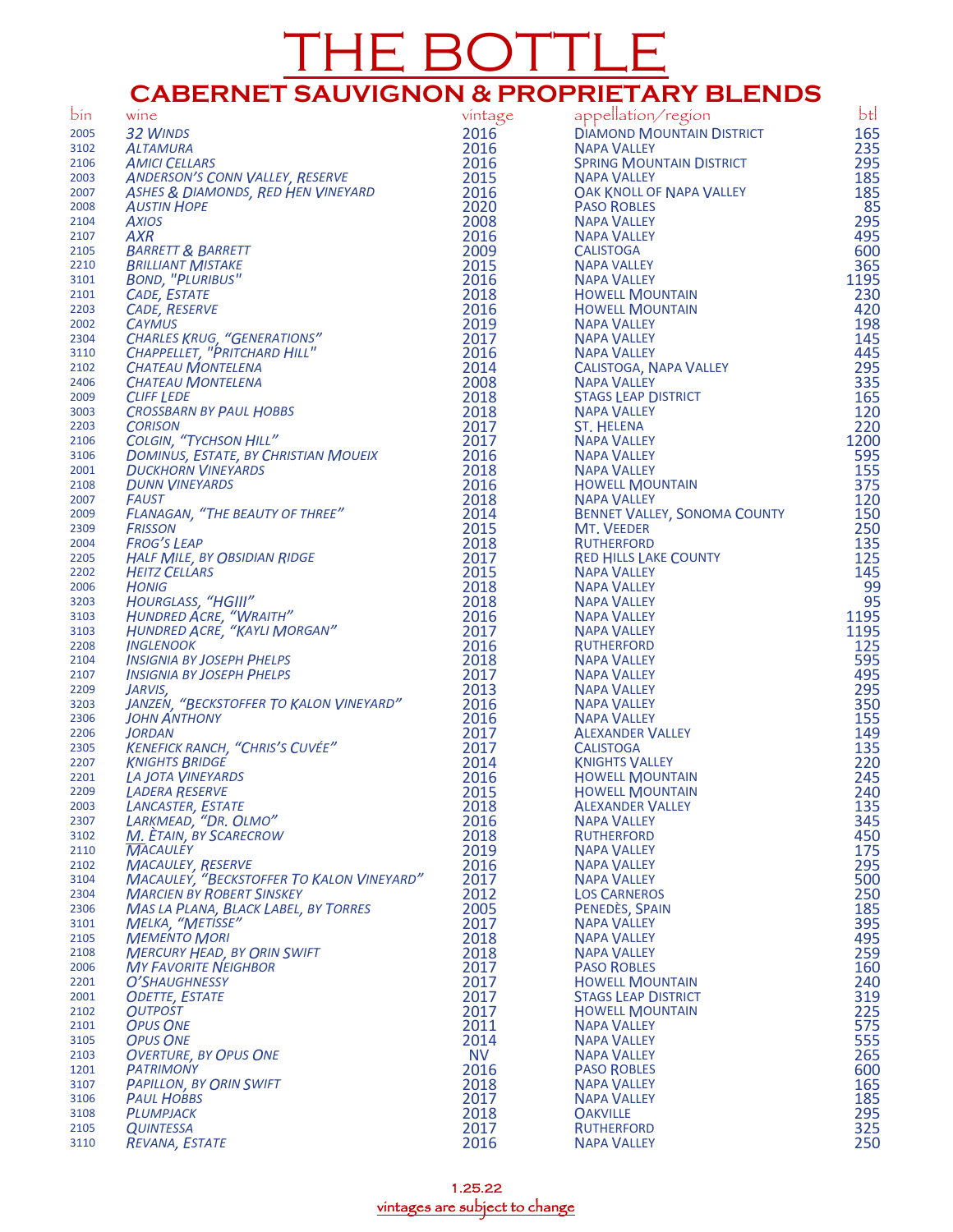# THE BOTTLE

## CABERNET SAUVIGNON & PROPRIETARY BLENDS

| bin | wine | vintage | appellation/region | btl |
|---|---|---|---|---|
| 2005 | 32 Winds | 2016 | Diamond Mountain District | 165 |
| 3102 | Altamura | 2016 | Napa Valley | 235 |
| 2106 | Amici Cellars | 2016 | Spring Mountain District | 295 |
| 2003 | Anderson's Conn Valley, Reserve | 2015 | Napa Valley | 185 |
| 2007 | Ashes & Diamonds, Red Hen Vineyard | 2016 | Oak Knoll of Napa Valley | 185 |
| 2008 | Austin Hope | 2020 | Paso Robles | 85 |
| 2104 | Axios | 2008 | Napa Valley | 295 |
| 2107 | AXR | 2016 | Napa Valley | 495 |
| 2105 | Barrett & Barrett | 2009 | Calistoga | 600 |
| 2210 | Brilliant Mistake | 2015 | Napa valley | 365 |
| 3101 | Bond, "Pluribus" | 2016 | Napa Valley | 1195 |
| 2101 | Cade, Estate | 2018 | Howell Mountain | 230 |
| 2203 | Cade, Reserve | 2016 | Howell Mountain | 420 |
| 2002 | Caymus | 2019 | Napa Valley | 198 |
| 2304 | Charles Krug, "Generations" | 2017 | Napa Valley | 145 |
| 3110 | Chappellet, "Pritchard Hill" | 2016 | Napa Valley | 445 |
| 2102 | Chateau Montelena | 2014 | Calistoga, Napa Valley | 295 |
| 2406 | Chateau Montelena | 2008 | Napa Valley | 335 |
| 2009 | Cliff Lede | 2018 | Stags Leap District | 165 |
| 3003 | Crossbarn by Paul Hobbs | 2018 | Napa Valley | 120 |
| 2203 | Corison | 2017 | St. Helena | 220 |
| 2106 | Colgin, "Tychson Hill" | 2017 | Napa Valley | 1200 |
| 3106 | Dominus, Estate, by Christian Moueix | 2016 | Napa Valley | 595 |
| 2001 | Duckhorn Vineyards | 2018 | Napa Valley | 155 |
| 2108 | Dunn Vineyards | 2016 | Howell Mountain | 375 |
| 2007 | Faust | 2018 | Napa Valley | 120 |
| 2009 | Flanagan, "The Beauty of Three" | 2014 | Bennet Valley, Sonoma County | 150 |
| 2309 | Frisson | 2015 | Mt. Veeder | 250 |
| 2004 | Frog's Leap | 2018 | Rutherford | 135 |
| 2205 | Half Mile, by Obsidian Ridge | 2017 | Red Hills Lake County | 125 |
| 2202 | Heitz Cellars | 2015 | Napa Valley | 145 |
| 2006 | Honig | 2018 | Napa Valley | 99 |
| 3203 | Hourglass, "HGIII" | 2018 | Napa Valley | 95 |
| 3103 | Hundred Acre, "Wraith" | 2016 | Napa Valley | 1195 |
| 3103 | Hundred Acre, "Kayli Morgan" | 2017 | Napa Valley | 1195 |
| 2208 | Inglenook | 2016 | Rutherford | 125 |
| 2104 | Insignia by Joseph Phelps | 2018 | Napa Valley | 595 |
| 2107 | Insignia by Joseph Phelps | 2017 | Napa Valley | 495 |
| 2209 | Jarvis, | 2013 | Napa Valley | 295 |
| 3203 | Janzen, "Beckstoffer To Kalon Vineyard" | 2016 | Napa Valley | 350 |
| 2306 | John Anthony | 2016 | Napa Valley | 155 |
| 2206 | Jordan | 2017 | Alexander Valley | 149 |
| 2305 | Kenefick Ranch, "Chris's Cuvée" | 2017 | Calistoga | 135 |
| 2207 | Knights Bridge | 2014 | Knights Valley | 220 |
| 2201 | La Jota Vineyards | 2016 | Howell Mountain | 245 |
| 2209 | Ladera Reserve | 2015 | Howell Mountain | 240 |
| 2003 | Lancaster, Estate | 2018 | Alexander Valley | 135 |
| 2307 | Larkmead, "Dr. Olmo" | 2016 | Napa Valley | 345 |
| 3102 | M. Ètain, by Scarecrow | 2018 | Rutherford | 450 |
| 2110 | Macauley | 2019 | Napa Valley | 175 |
| 2102 | Macauley, Reserve | 2016 | Napa Valley | 295 |
| 3104 | Macauley, "Beckstoffer To Kalon Vineyard" | 2017 | Napa Valley | 500 |
| 2304 | Marcien by Robert Sinskey | 2012 | Los Carneros | 250 |
| 2306 | Mas La Plana, Black Label, by Torres | 2005 | Penedès, Spain | 185 |
| 3101 | Melka, "Metisse" | 2017 | Napa Valley | 395 |
| 2105 | Memento Mori | 2018 | Napa Valley | 495 |
| 2108 | Mercury Head, by Orin Swift | 2018 | Napa Valley | 259 |
| 2006 | My Favorite Neighbor | 2017 | Paso Robles | 160 |
| 2201 | O'Shaughnessy | 2017 | Howell Mountain | 240 |
| 2001 | Odette, Estate | 2017 | Stags Leap District | 319 |
| 2102 | Outpost | 2017 | Howell Mountain | 225 |
| 2101 | Opus One | 2011 | Napa Valley | 575 |
| 3105 | Opus One | 2014 | Napa Valley | 555 |
| 2103 | Overture, by Opus One | NV | Napa Valley | 265 |
| 1201 | Patrimony | 2016 | Paso Robles | 600 |
| 3107 | Papillon, by Orin Swift | 2018 | Napa Valley | 165 |
| 3106 | Paul Hobbs | 2017 | Napa Valley | 185 |
| 3108 | Plumpjack | 2018 | Oakville | 295 |
| 2105 | Quintessa | 2017 | Rutherford | 325 |
| 3110 | Revana, Estate | 2016 | Napa Valley | 250 |

1.25.22

vintages are subject to change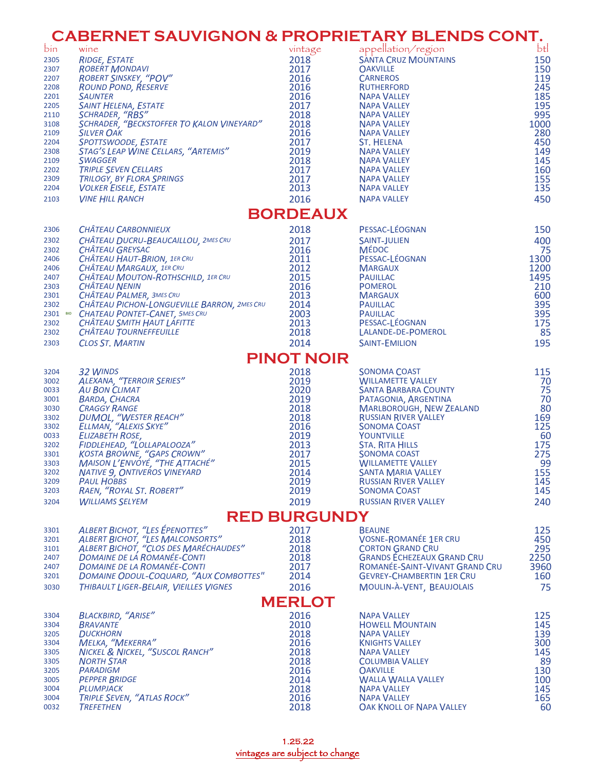# CABERNET SAUVIGNON & PROPRIETARY BLENDS CONT.

| bin | wine | vintage | appellation/region | btl |
|---|---|---|---|---|
| 2305 | *Ridge, Estate* | 2018 | Santa Cruz Mountains | 150 |
| 2307 | *Robert Mondavi* | 2017 | Oakville | 150 |
| 2207 | *Robert Sinskey, "POV"* | 2016 | Carneros | 119 |
| 2208 | *Round Pond, Reserve* | 2016 | Rutherford | 245 |
| 2201 | *Saunter* | 2016 | Napa Valley | 185 |
| 2205 | *Saint Helena, Estate* | 2017 | Napa Valley | 195 |
| 2110 | *Schrader, "RBS"* | 2018 | Napa Valley | 995 |
| 3108 | *Schrader, "Beckstoffer To Kalon Vineyard"* | 2018 | Napa Valley | 1000 |
| 2109 | *Silver Oak* | 2016 | Napa Valley | 280 |
| 2204 | *Spottswoode, Estate* | 2017 | St. Helena | 450 |
| 2308 | *Stag's Leap Wine Cellars, "Artemis"* | 2019 | Napa Valley | 149 |
| 2109 | *Swagger* | 2018 | Napa Valley | 145 |
| 2202 | *Triple Seven Cellars* | 2017 | Napa Valley | 160 |
| 2309 | *Trilogy, by Flora Springs* | 2017 | Napa Valley | 155 |
| 2204 | *Volker Eisele, Estate* | 2013 | Napa Valley | 135 |
| 2103 | *Vine Hill Ranch* | 2016 | Napa Valley | 450 |

# BORDEAUX

| bin | wine | vintage | appellation/region | btl |
|---|---|---|---|---|
| 2306 | *Château Carbonnieux* | 2018 | Pessac-Léognan | 150 |
| 2302 | *Château Ducru-Beaucaillou, 2mes Cru* | 2017 | Saint-Julien | 400 |
| 2302 | *Château Greysac* | 2016 | Médoc | 75 |
| 2406 | *Château Haut-Brion, 1er Cru* | 2011 | Pessac-Léognan | 1300 |
| 2406 | *Château Margaux, 1er Cru* | 2012 | Margaux | 1200 |
| 2407 | *Château Mouton-Rothschild, 1er Cru* | 2015 | Pauillac | 1495 |
| 2303 | *Château Nenin* | 2016 | Pomerol | 210 |
| 2301 | *Château Palmer, 3mes Cru* | 2013 | Margaux | 600 |
| 2302 | *Château Pichon-Longueville Barron, 2mes Cru* | 2014 | Pauillac | 395 |
| 2301 BIO | *Chateau Pontet-Canet, 5mes Cru* | 2003 | Pauillac | 395 |
| 2302 | *Château Smith Haut Lafitte* | 2013 | Pessac-Léognan | 175 |
| 2302 | *Château Tourneffeuille* | 2018 | Lalande-de-Pomerol | 85 |
| 2303 | *Clos St. Martin* | 2014 | Saint-Emilion | 195 |

# PINOT NOIR

| bin | wine | vintage | appellation/region | btl |
|---|---|---|---|---|
| 3204 | *32 Winds* | 2018 | Sonoma Coast | 115 |
| 3002 | *Alexana, "Terroir Series"* | 2019 | Willamette Valley | 70 |
| 0033 | *Au Bon Climat* | 2020 | Santa Barbara County | 75 |
| 3001 | *Barda, Chacra* | 2019 | Patagonia, Argentina | 70 |
| 3030 | *Craggy Range* | 2018 | Marlborough, New Zealand | 80 |
| 3302 | *DuMOL, "Wester Reach"* | 2018 | Russian River Valley | 169 |
| 3302 | *Ellman, "Alexis Skye"* | 2016 | Sonoma Coast | 125 |
| 0033 | *Elizabeth Rose,* | 2019 | Yountville | 60 |
| 3202 | *Fiddlehead, "Lollapalooza"* | 2013 | Sta. Rita Hills | 175 |
| 3301 | *Kosta Browne, "Gaps Crown"* | 2017 | Sonoma Coast | 275 |
| 3303 | *Maison L'Envoyé, "The Attaché"* | 2015 | Willamette Valley | 99 |
| 3202 | *Native 9, Ontiveros Vineyard* | 2014 | Santa Maria Valley | 155 |
| 3209 | *Paul Hobbs* | 2019 | Russian River Valley | 145 |
| 3203 | *Raen, "Royal St. Robert"* | 2019 | Sonoma Coast | 145 |
| 3204 | *Williams Selyem* | 2019 | Russian River Valley | 240 |

# RED BURGUNDY

| bin | wine | vintage | appellation/region | btl |
|---|---|---|---|---|
| 3301 | *Albert Bichot, "Les Épenottes"* | 2017 | Beaune | 125 |
| 3201 | *Albert Bichot, "Les Malconsorts"* | 2018 | Vosne-Romanée 1er Cru | 450 |
| 3101 | *Albert Bichot, "Clos des Maréchaudes"* | 2018 | Corton Grand Cru | 295 |
| 2407 | *Domaine de la Romanée-Conti* | 2018 | Grands Échezeaux Grand Cru | 2250 |
| 2407 | *Domaine de la Romanée-Conti* | 2017 | Romanée-Saint-Vivant Grand Cru | 3960 |
| 3201 | *Domaine Odoul-Coquard, "Aux Combottes"* | 2014 | Gevrey-Chambertin 1er Cru | 160 |
| 3030 | *Thibault Liger-Belair, Vieilles Vignes* | 2016 | Moulin-à-Vent, Beaujolais | 75 |

# MERLOT

| bin | wine | vintage | appellation/region | btl |
|---|---|---|---|---|
| 3304 | *Blackbird, "Arise"* | 2016 | Napa Valley | 125 |
| 3304 | *Bravante* | 2010 | Howell Mountain | 145 |
| 3205 | *Duckhorn* | 2018 | Napa Valley | 139 |
| 3304 | *Melka, "Mekerra"* | 2016 | Knights Valley | 300 |
| 3305 | *Nickel & Nickel, "Suscol Ranch"* | 2018 | Napa Valley | 145 |
| 3305 | *North Star* | 2018 | Columbia Valley | 89 |
| 3205 | *Paradigm* | 2016 | Oakville | 130 |
| 3005 | *Pepper Bridge* | 2014 | Walla Walla Valley | 100 |
| 3004 | *Plumpjack* | 2018 | Napa Valley | 145 |
| 3004 | *Triple Seven, "Atlas Rock"* | 2016 | Napa Valley | 165 |
| 0032 | *Trefethen* | 2018 | Oak Knoll of Napa Valley | 60 |

1.25.22

vintages are subject to change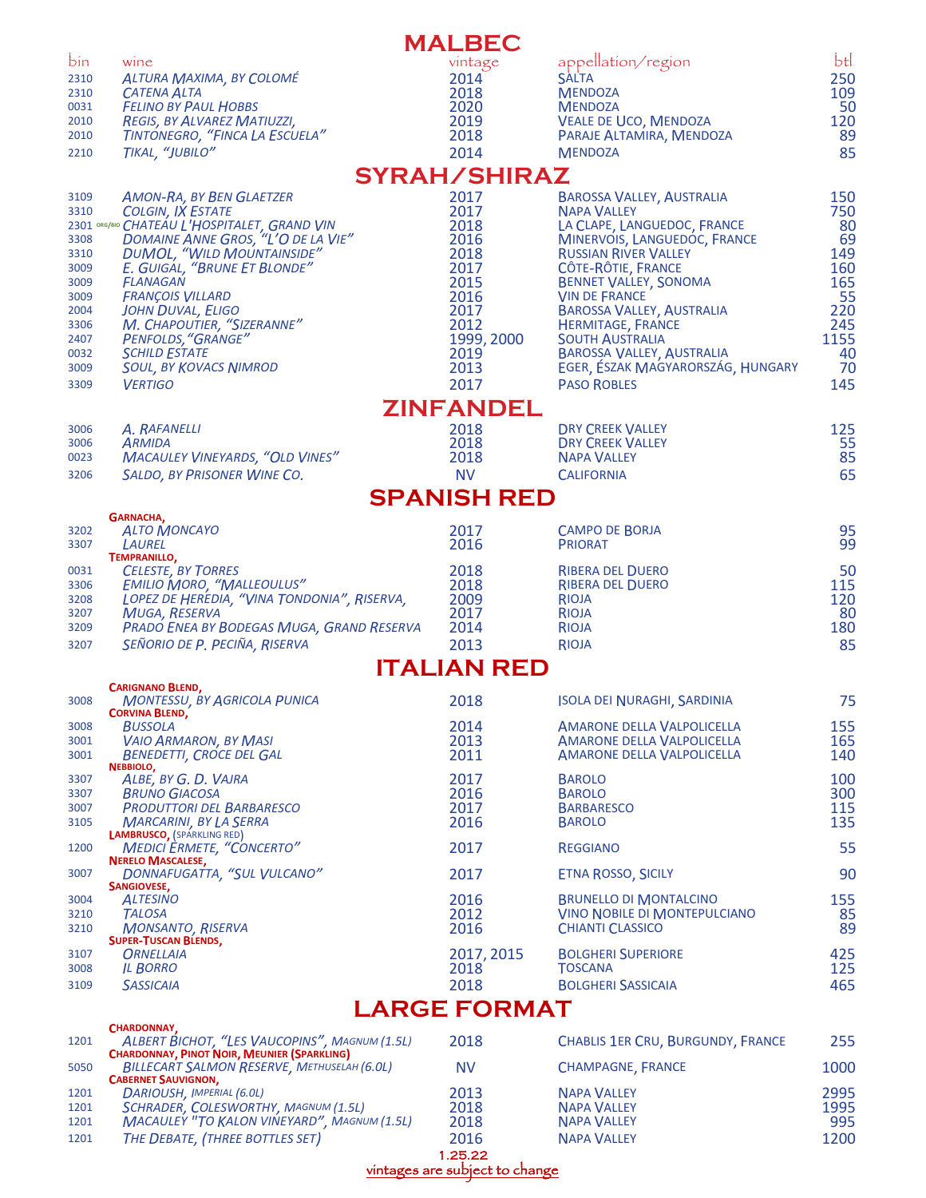## MALBEC

| bin | wine | vintage | appellation/region | btl |
|---|---|---|---|---|
| 2310 | *Altura Maxima, by Colomé* | 2014 | Salta | 250 |
| 2310 | *Catena Alta* | 2018 | Mendoza | 109 |
| 0031 | *Felino by Paul Hobbs* | 2020 | Mendoza | 50 |
| 2010 | *Regis, by Alvarez Matiuzzi,* | 2019 | Veale de Uco, Mendoza | 120 |
| 2010 | *Tintonegro, "Finca La Escuela"* | 2018 | Paraje Altamira, Mendoza | 89 |
| 2210 | *Tikal, "Jubilo"* | 2014 | Mendoza | 85 |

## SYRAH/SHIRAZ

| bin | wine | vintage | appellation/region | btl |
|---|---|---|---|---|
| 3109 | *Amon-Ra, by Ben Glaetzer* | 2017 | Barossa Valley, Australia | 150 |
| 3310 | *Colgin, IX Estate* | 2017 | Napa Valley | 750 |
| 2301 | org/bio *Chateau L'Hospitalet, Grand Vin* | 2018 | La Clape, Languedoc, France | 80 |
| 3308 | *Domaine Anne Gros, "L'O de la Vie"* | 2016 | Minervois, Languedoc, France | 69 |
| 3310 | *DuMOL, "Wild Mountainside"* | 2018 | Russian River Valley | 149 |
| 3009 | *E. Guigal, "Brune et Blonde"* | 2017 | Côte-Rôtie, France | 160 |
| 3009 | *Flanagan* | 2015 | Bennet Valley, Sonoma | 165 |
| 3009 | *François Villard* | 2016 | Vin de France | 55 |
| 2004 | *John Duval, Eligo* | 2017 | Barossa Valley, Australia | 220 |
| 3306 | *M. Chapoutier, "Sizeranne"* | 2012 | Hermitage, France | 245 |
| 2407 | *Penfolds, "Grange"* | 1999, 2000 | South Australia | 1155 |
| 0032 | *Schild Estate* | 2019 | Barossa Valley, Australia | 40 |
| 3009 | *Soul, by Kovacs Nimrod* | 2013 | Eger, Észak Magyarország, Hungary | 70 |
| 3309 | *Vertigo* | 2017 | Paso Robles | 145 |

## ZINFANDEL

| bin | wine | vintage | appellation/region | btl |
|---|---|---|---|---|
| 3006 | *A. Rafanelli* | 2018 | Dry Creek Valley | 125 |
| 3006 | *Armida* | 2018 | Dry Creek Valley | 55 |
| 0023 | *Macauley Vineyards, "Old Vines"* | 2018 | Napa Valley | 85 |
| 3206 | *Saldo, by Prisoner Wine Co.* | NV | California | 65 |

## SPANISH RED

| bin | wine | vintage | appellation/region | btl |
|---|---|---|---|---|
| | **Garnacha,** | | | |
| 3202 | *Alto Moncayo* | 2017 | Campo de Borja | 95 |
| 3307 | *Laurel* | 2016 | Priorat | 99 |
| | **Tempranillo,** | | | |
| 0031 | *Celeste, by Torres* | 2018 | Ribera del Duero | 50 |
| 3306 | *Emilio Moro, "Malleoulus"* | 2018 | Ribera del Duero | 115 |
| 3208 | *Lopez de Heredia, "Vina Tondonia", Riserva,* | 2009 | Rioja | 120 |
| 3207 | *Muga, Reserva* | 2017 | Rioja | 80 |
| 3209 | *Prado Enea by Bodegas Muga, Grand Reserva* | 2014 | Rioja | 180 |
| 3207 | *Señorio de P. Peciña, Riserva* | 2013 | Rioja | 85 |

## ITALIAN RED

| bin | wine | vintage | appellation/region | btl |
|---|---|---|---|---|
| | **Carignano Blend,** | | | |
| 3008 | *Montessu, by Agricola Punica* | 2018 | Isola dei Nuraghi, Sardinia | 75 |
| | **Corvina Blend,** | | | |
| 3008 | *Bussola* | 2014 | Amarone della Valpolicella | 155 |
| 3001 | *Vaio Armaron, by Masi* | 2013 | Amarone della Valpolicella | 165 |
| 3001 | *Benedetti, Croce del Gal* | 2011 | Amarone della Valpolicella | 140 |
| | **Nebbiolo,** | | | |
| 3307 | *Albe, by G. D. Vajra* | 2017 | Barolo | 100 |
| 3307 | *Bruno Giacosa* | 2016 | Barolo | 300 |
| 3007 | *Produttori del Barbaresco* | 2017 | Barbaresco | 115 |
| 3105 | *Marcarini, by La Serra* | 2016 | Barolo | 135 |
| | **Lambrusco,** (sparkling red) | | | |
| 1200 | *Medici Ermete, "Concerto"* | 2017 | Reggiano | 55 |
| | **Nerelo Mascalese,** | | | |
| 3007 | *Donnafugatta, "Sul Vulcano"* | 2017 | Etna Rosso, Sicily | 90 |
| | **Sangiovese,** | | | |
| 3004 | *Altesino* | 2016 | Brunello di Montalcino | 155 |
| 3210 | *Talosa* | 2012 | Vino Nobile di Montepulciano | 85 |
| 3210 | *Monsanto, Riserva* | 2016 | Chianti Classico | 89 |
| | **Super-Tuscan Blends,** | | | |
| 3107 | *Ornellaia* | 2017, 2015 | Bolgheri Superiore | 425 |
| 3008 | *Il Borro* | 2018 | Toscana | 125 |
| 3109 | *Sassicaia* | 2018 | Bolgheri Sassicaia | 465 |

## LARGE FORMAT

| bin | wine | vintage | appellation/region | btl |
|---|---|---|---|---|
| | **Chardonnay,** | | | |
| 1201 | *Albert Bichot, "Les Vaucopins", Magnum (1.5L)* | 2018 | Chablis 1er Cru, Burgundy, France | 255 |
| | **Chardonnay, Pinot Noir, Meunier (Sparkling)** | | | |
| 5050 | *Billecart Salmon Reserve, Methuselah (6.0L)* | NV | Champagne, France | 1000 |
| | **Cabernet Sauvignon,** | | | |
| 1201 | *Darioush, Imperial (6.0L)* | 2013 | Napa Valley | 2995 |
| 1201 | *Schrader, Coleswort hy, Magnum (1.5L)* | 2018 | Napa Valley | 1995 |
| 1201 | *Macauley "To Kalon Vineyard", Magnum (1.5L)* | 2018 | Napa Valley | 995 |
| 1201 | *The Debate, (three bottles set)* | 2016 | Napa Valley | 1200 |

1.25.22

vintages are subject to change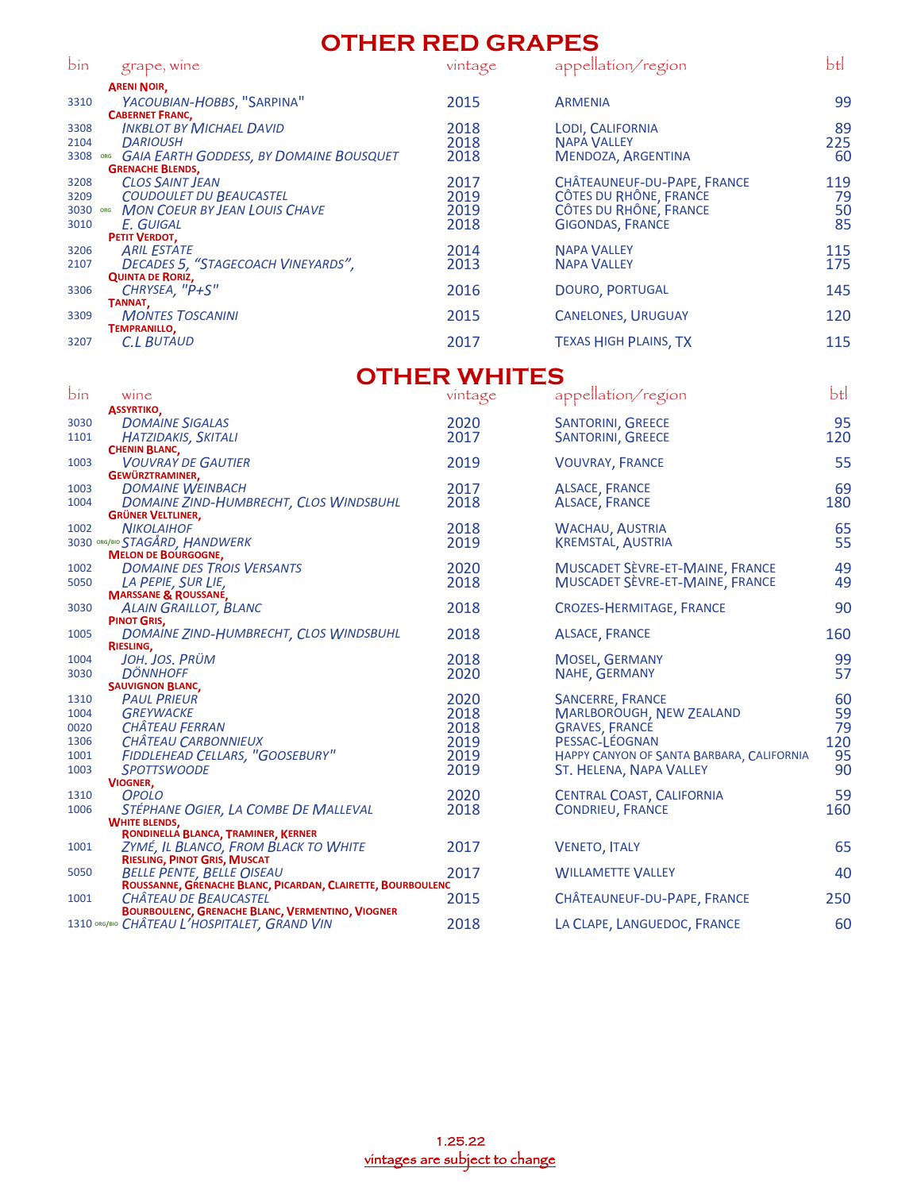# OTHER RED GRAPES

| bin | grape, wine | vintage | appellation/region | btl |
|---|---|---|---|---|
| | **ARENI NOIR,** | | | |
| 3310 | *YACOUBIAN-HOBBS, "SARPINA"* | 2015 | ARMENIA | 99 |
| | **CABERNET FRANC,** | | | |
| 3308 | *INKBLOT BY MICHAEL DAVID* | 2018 | LODI, CALIFORNIA | 89 |
| 2104 | *DARIOUSH* | 2018 | NAPA VALLEY | 225 |
| 3308 ORG | *GAIA EARTH GODDESS, BY DOMAINE BOUSQUET* | 2018 | MENDOZA, ARGENTINA | 60 |
| | **GRENACHE BLENDS,** | | | |
| 3208 | *CLOS SAINT JEAN* | 2017 | CHÂTEAUNEUF-DU-PAPE, FRANCE | 119 |
| 3209 | *COUDOULET DU BEAUCASTEL* | 2019 | CÔTES DU RHÔNE, FRANCE | 79 |
| 3030 ORG | *MON COEUR BY JEAN LOUIS CHAVE* | 2019 | CÔTES DU RHÔNE, FRANCE | 50 |
| 3010 | *E. GUIGAL* | 2018 | GIGONDAS, FRANCE | 85 |
| | **PETIT VERDOT,** | | | |
| 3206 | *ARIL ESTATE* | 2014 | NAPA VALLEY | 115 |
| 2107 | *DECADES 5, "STAGECOACH VINEYARDS",* | 2013 | NAPA VALLEY | 175 |
| | **QUINTA DE RORIZ,** | | | |
| 3306 | *CHRYSEA, "P+S"* | 2016 | DOURO, PORTUGAL | 145 |
| | **TANNAT,** | | | |
| 3309 | *MONTES TOSCANINI* | 2015 | CANELONES, URUGUAY | 120 |
| | **TEMPRANILLO,** | | | |
| 3207 | *C.L BUTAUD* | 2017 | TEXAS HIGH PLAINS, TX | 115 |

# OTHER WHITES

| bin | wine | vintage | appellation/region | btl |
|---|---|---|---|---|
| | **ASSYRTIKO,** | | | |
| 3030 | *DOMAINE SIGALAS* | 2020 | SANTORINI, GREECE | 95 |
| 1101 | *HATZIDAKIS, SKITALI* | 2017 | SANTORINI, GREECE | 120 |
| | **CHENIN BLANC,** | | | |
| 1003 | *VOUVRAY DE GAUTIER* | 2019 | VOUVRAY, FRANCE | 55 |
| | **GEWÜRZTRAMINER,** | | | |
| 1003 | *DOMAINE WEINBACH* | 2017 | ALSACE, FRANCE | 69 |
| 1004 | *DOMAINE ZIND-HUMBRECHT, CLOS WINDSBUHL* | 2018 | ALSACE, FRANCE | 180 |
| | **GRÜNER VELTLINER,** | | | |
| 1002 | *NIKOLAIHOF* | 2018 | WACHAU, AUSTRIA | 65 |
| 3030 ORG/BIO | *STAGÅRD, HANDWERK* | 2019 | KREMSTAL, AUSTRIA | 55 |
| | **MELON DE BOURGOGNE,** | | | |
| 1002 | *DOMAINE DES TROIS VERSANTS* | 2020 | MUSCADET SÈVRE-ET-MAINE, FRANCE | 49 |
| 5050 | *LA PEPIE, SUR LIE,* | 2018 | MUSCADET SÈVRE-ET-MAINE, FRANCE | 49 |
| | **MARSSANE & ROUSSANE,** | | | |
| 3030 | *ALAIN GRAILLOT, BLANC* | 2018 | CROZES-HERMITAGE, FRANCE | 90 |
| | **PINOT GRIS,** | | | |
| 1005 | *DOMAINE ZIND-HUMBRECHT, CLOS WINDSBUHL* | 2018 | ALSACE, FRANCE | 160 |
| | **RIESLING,** | | | |
| 1004 | *JOH. JOS. PRÜM* | 2018 | MOSEL, GERMANY | 99 |
| 3030 | *DÖNNHOFF* | 2020 | NAHE, GERMANY | 57 |
| | **SAUVIGNON BLANC,** | | | |
| 1310 | *PAUL PRIEUR* | 2020 | SANCERRE, FRANCE | 60 |
| 1004 | *GREYWACKE* | 2018 | MARLBOROUGH, NEW ZEALAND | 59 |
| 0020 | *CHÂTEAU FERRAN* | 2018 | GRAVES, FRANCE | 79 |
| 1306 | *CHÂTEAU CARBONNIEUX* | 2019 | PESSAC-LÉOGNAN | 120 |
| 1001 | *FIDDLEHEAD CELLARS, "GOOSEBURY"* | 2019 | HAPPY CANYON OF SANTA BARBARA, CALIFORNIA | 95 |
| 1003 | *SPOTTSWOODE* | 2019 | ST. HELENA, NAPA VALLEY | 90 |
| | **VIOGNER,** | | | |
| 1310 | *OPOLO* | 2020 | CENTRAL COAST, CALIFORNIA | 59 |
| 1006 | *STÉPHANE OGIER, LA COMBE DE MALLEVAL* | 2018 | CONDRIEU, FRANCE | 160 |
| | **WHITE BLENDS,** | | | |
| | **RONDINELLA BLANCA, TRAMINER, KERNER** | | | |
| 1001 | *ZYMÉ, IL BLANCO, FROM BLACK TO WHITE* | 2017 | VENETO, ITALY | 65 |
| | **RIESLING, PINOT GRIS, MUSCAT** | | | |
| 5050 | *BELLE PENTE, BELLE OISEAU* | 2017 | WILLAMETTE VALLEY | 40 |
| | **ROUSSANNE, GRENACHE BLANC, PICARDAN, CLAIRETTE, BOURBOULENC** | | | |
| 1001 | *CHÂTEAU DE BEAUCASTEL* | 2015 | CHÂTEAUNEUF-DU-PAPE, FRANCE | 250 |
| | **BOURBOULENC, GRENACHE BLANC, VERMENTINO, VIOGNER** | | | |
| 1310 ORG/BIO | *CHÂTEAU L'HOSPITALET, GRAND VIN* | 2018 | LA CLAPE, LANGUEDOC, FRANCE | 60 |

1.25.22

vintages are subject to change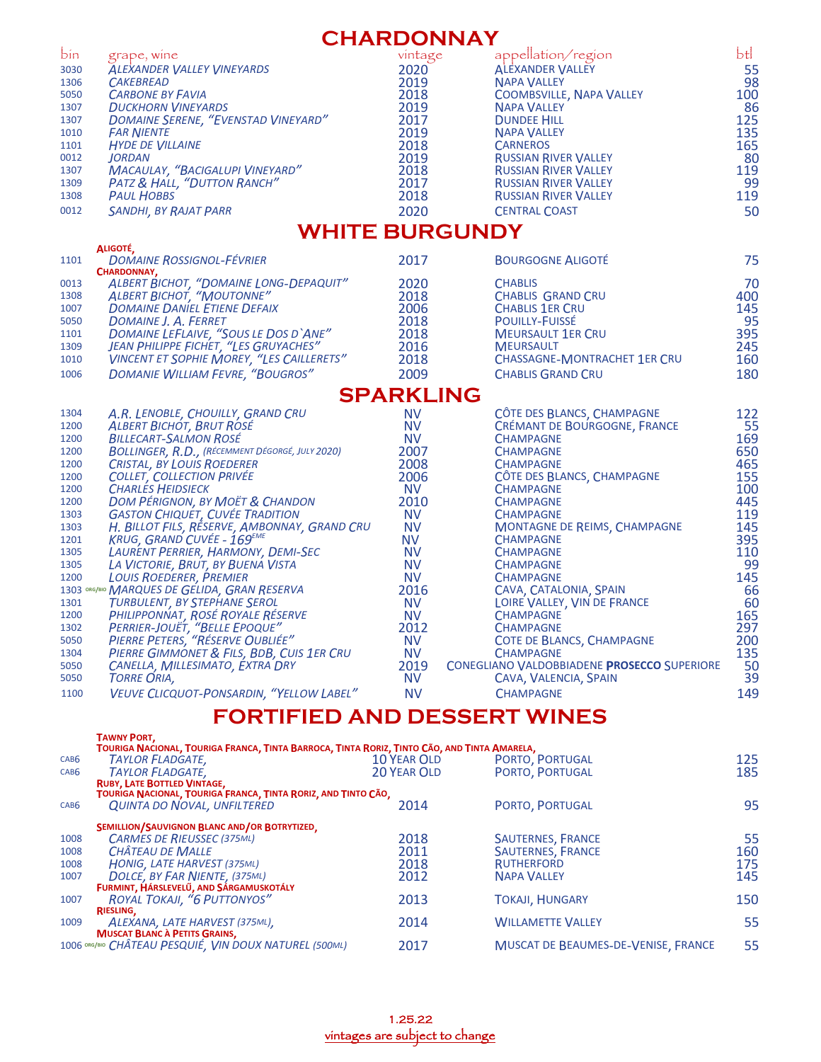# CHARDONNAY

| bin | grape, wine | vintage | appellation/region | btl |
|---|---|---|---|---|
| 3030 | *ALEXANDER VALLEY VINEYARDS* | 2020 | ALEXANDER VALLEY | 55 |
| 1306 | *CAKEBREAD* | 2019 | NAPA VALLEY | 98 |
| 5050 | *CARBONE BY FAVIA* | 2018 | COOMBSVILLE, NAPA VALLEY | 100 |
| 1307 | *DUCKHORN VINEYARDS* | 2019 | NAPA VALLEY | 86 |
| 1307 | *DOMAINE SERENE, "EVENSTAD VINEYARD"* | 2017 | DUNDEE HILL | 125 |
| 1010 | *FAR NIENTE* | 2019 | NAPA VALLEY | 135 |
| 1101 | *HYDE DE VILLAINE* | 2018 | CARNEROS | 165 |
| 0012 | *JORDAN* | 2019 | RUSSIAN RIVER VALLEY | 80 |
| 1307 | *MACAULAY, "BACIGALUPI VINEYARD"* | 2018 | RUSSIAN RIVER VALLEY | 119 |
| 1309 | *PATZ & HALL, "DUTTON RANCH"* | 2017 | RUSSIAN RIVER VALLEY | 99 |
| 1308 | *PAUL HOBBS* | 2018 | RUSSIAN RIVER VALLEY | 119 |
| 0012 | *SANDHI, BY RAJAT PARR* | 2020 | CENTRAL COAST | 50 |

# WHITE BURGUNDY

| | | | | |
|---|---|---|---|---|
| | **ALIGOTÉ,** | | | |
| 1101 | *DOMAINE ROSSIGNOL-FÉVRIER* | 2017 | BOURGOGNE ALIGOTÉ | 75 |
| | **CHARDONNAY,** | | | |
| 0013 | *ALBERT BICHOT, "DOMAINE LONG-DEPAQUIT"* | 2020 | CHABLIS | 70 |
| 1308 | *ALBERT BICHOT, "MOUTONNE"* | 2018 | CHABLIS GRAND CRU | 400 |
| 1007 | *DOMAINE DANIEL ETIENE DEFAIX* | 2006 | CHABLIS 1ER CRU | 145 |
| 5050 | *DOMAINE J. A. FERRET* | 2018 | POUILLY-FUISSÉ | 95 |
| 1101 | *DOMAINE LEFLAIVE, "SOUS LE DOS D`ANE"* | 2018 | MEURSAULT 1ER CRU | 395 |
| 1309 | *JEAN PHILIPPE FICHET, "LES GRUYACHES"* | 2016 | MEURSAULT | 245 |
| 1010 | *VINCENT ET SOPHIE MOREY, "LES CAILLERETS"* | 2018 | CHASSAGNE-MONTRACHET 1ER CRU | 160 |
| 1006 | *DOMANIE WILLIAM FEVRE, "BOUGROS"* | 2009 | CHABLIS GRAND CRU | 180 |

# SPARKLING

| | | | | |
|---|---|---|---|---|
| 1304 | *A.R. LENOBLE, CHOUILLY, GRAND CRU* | NV | CÔTE DES BLANCS, CHAMPAGNE | 122 |
| 1200 | *ALBERT BICHOT, BRUT ROSÉ* | NV | CRÉMANT DE BOURGOGNE, FRANCE | 55 |
| 1200 | *BILLECART-SALMON ROSÉ* | NV | CHAMPAGNE | 169 |
| 1200 | *BOLLINGER, R.D., (RÉCEMMENT DÉGORGÉ, JULY 2020)* | 2007 | CHAMPAGNE | 650 |
| 1200 | *CRISTAL, BY LOUIS ROEDERER* | 2008 | CHAMPAGNE | 465 |
| 1200 | *COLLET, COLLECTION PRIVÉE* | 2006 | CÔTE DES BLANCS, CHAMPAGNE | 155 |
| 1200 | *CHARLES HEIDSIECK* | NV | CHAMPAGNE | 100 |
| 1200 | *DOM PÉRIGNON, BY MOËT & CHANDON* | 2010 | CHAMPAGNE | 445 |
| 1303 | *GASTON CHIQUET, CUVÉE TRADITION* | NV | CHAMPAGNE | 119 |
| 1303 | *H. BILLOT FILS, RÉSERVE, AMBONNAY, GRAND CRU* | NV | MONTAGNE DE REIMS, CHAMPAGNE | 145 |
| 1201 | *KRUG, GRAND CUVÉE - 169EME* | NV | CHAMPAGNE | 395 |
| 1305 | *LAURENT PERRIER, HARMONY, DEMI-SEC* | NV | CHAMPAGNE | 110 |
| 1305 | *LA VICTORIE, BRUT, BY BUENA VISTA* | NV | CHAMPAGNE | 99 |
| 1200 | *LOUIS ROEDERER, PREMIER* | NV | CHAMPAGNE | 145 |
| 1303 ORG/BIO | *MARQUES DE GELIDA, GRAN RESERVA* | 2016 | CAVA, CATALONIA, SPAIN | 66 |
| 1301 | *TURBULENT, BY STEPHANE SEROL* | NV | LOIRE VALLEY, VIN DE FRANCE | 60 |
| 1200 | *PHILIPPONNAT, ROSÉ ROYALE RÉSERVE* | NV | CHAMPAGNE | 165 |
| 1302 | *PERRIER-JOUËT, "BELLE EPOQUE"* | 2012 | CHAMPAGNE | 297 |
| 5050 | *PIERRE PETERS, "RÉSERVE OUBLIÉE"* | NV | COTE DE BLANCS, CHAMPAGNE | 200 |
| 1304 | *PIERRE GIMMONET & FILS, BDB, CUIS 1ER CRU* | NV | CHAMPAGNE | 135 |
| 5050 | *CANELLA, MILLESIMATO, EXTRA DRY* | 2019 | CONEGLIANO VALDOBBIADENE **PROSECCO** SUPERIORE | 50 |
| 5050 | *TORRE ORIA,* | NV | CAVA, VALENCIA, SPAIN | 39 |
| 1100 | *VEUVE CLICQUOT-PONSARDIN, "YELLOW LABEL"* | NV | CHAMPAGNE | 149 |

# FORTIFIED AND DESSERT WINES

| | | | | |
|---|---|---|---|---|
| | **TAWNY PORT,** | | | |
| | **TOURIGA NACIONAL, TOURIGA FRANCA, TINTA BARROCA, TINTA RORIZ, TINTO CÃO, AND TINTA AMARELA,** | | | |
| CAB6 | *TAYLOR FLADGATE,* | 10 YEAR OLD | PORTO, PORTUGAL | 125 |
| CAB6 | *TAYLOR FLADGATE,* | 20 YEAR OLD | PORTO, PORTUGAL | 185 |
| | **RUBY, LATE BOTTLED VINTAGE,** | | | |
| | **TOURIGA NACIONAL, TOURIGA FRANCA, TINTA RORIZ, AND TINTO CÃO,** | | | |
| CAB6 | *QUINTA DO NOVAL, UNFILTERED* | 2014 | PORTO, PORTUGAL | 95 |
| | **SEMILLION/SAUVIGNON BLANC AND/OR BOTRYTIZED,** | | | |
| 1008 | *CARMES DE RIEUSSEC (375ML)* | 2018 | SAUTERNES, FRANCE | 55 |
| 1008 | *CHÂTEAU DE MALLE* | 2011 | SAUTERNES, FRANCE | 160 |
| 1008 | *HONIG, LATE HARVEST (375ML)* | 2018 | RUTHERFORD | 175 |
| 1007 | *DOLCE, BY FAR NIENTE, (375ML)* | 2012 | NAPA VALLEY | 145 |
| | **FURMINT, HÁRSLEVELŰ, AND SÁRGAMUSKOTÁLY** | | | |
| 1007 | *ROYAL TOKAJI, "6 PUTTONYOS"* | 2013 | TOKAJI, HUNGARY | 150 |
| | **RIESLING,** | | | |
| 1009 | *ALEXANA, LATE HARVEST (375ML),* | 2014 | WILLAMETTE VALLEY | 55 |
| | **MUSCAT BLANC À PETITS GRAINS,** | | | |
| 1006 ORG/BIO | *CHÂTEAU PESQUIÉ, VIN DOUX NATUREL (500ML)* | 2017 | MUSCAT DE BEAUMES-DE-VENISE, FRANCE | 55 |

1.25.22

vintages are subject to change